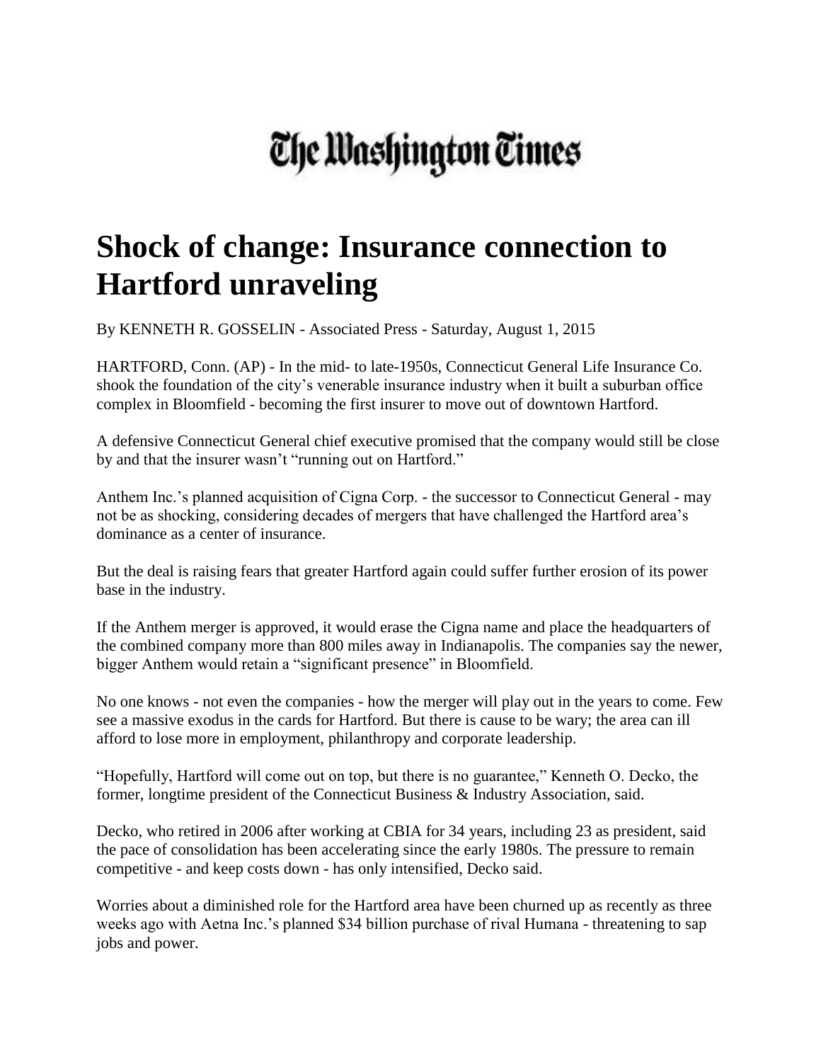The Washington Times

# Shock of change: Insurance connection to Hartford unraveling

By KENNETH R. GOSSELIN - Associated Press - Saturday, August 1, 2015

HARTFORD, Conn. (AP) - In the mid- to late-1950s, Connecticut General Life Insurance Co. shook the foundation of the city's venerable insurance industry when it built a suburban office complex in Bloomfield - becoming the first insurer to move out of downtown Hartford.

A defensive Connecticut General chief executive promised that the company would still be close by and that the insurer wasn't "running out on Hartford."

Anthem Inc.'s planned acquisition of Cigna Corp. - the successor to Connecticut General - may not be as shocking, considering decades of mergers that have challenged the Hartford area's dominance as a center of insurance.

But the deal is raising fears that greater Hartford again could suffer further erosion of its power base in the industry.

If the Anthem merger is approved, it would erase the Cigna name and place the headquarters of the combined company more than 800 miles away in Indianapolis. The companies say the newer, bigger Anthem would retain a "significant presence" in Bloomfield.

No one knows - not even the companies - how the merger will play out in the years to come. Few see a massive exodus in the cards for Hartford. But there is cause to be wary; the area can ill afford to lose more in employment, philanthropy and corporate leadership.

"Hopefully, Hartford will come out on top, but there is no guarantee," Kenneth O. Decko, the former, longtime president of the Connecticut Business & Industry Association, said.

Decko, who retired in 2006 after working at CBIA for 34 years, including 23 as president, said the pace of consolidation has been accelerating since the early 1980s. The pressure to remain competitive - and keep costs down - has only intensified, Decko said.

Worries about a diminished role for the Hartford area have been churned up as recently as three weeks ago with Aetna Inc.'s planned $34 billion purchase of rival Humana - threatening to sap jobs and power.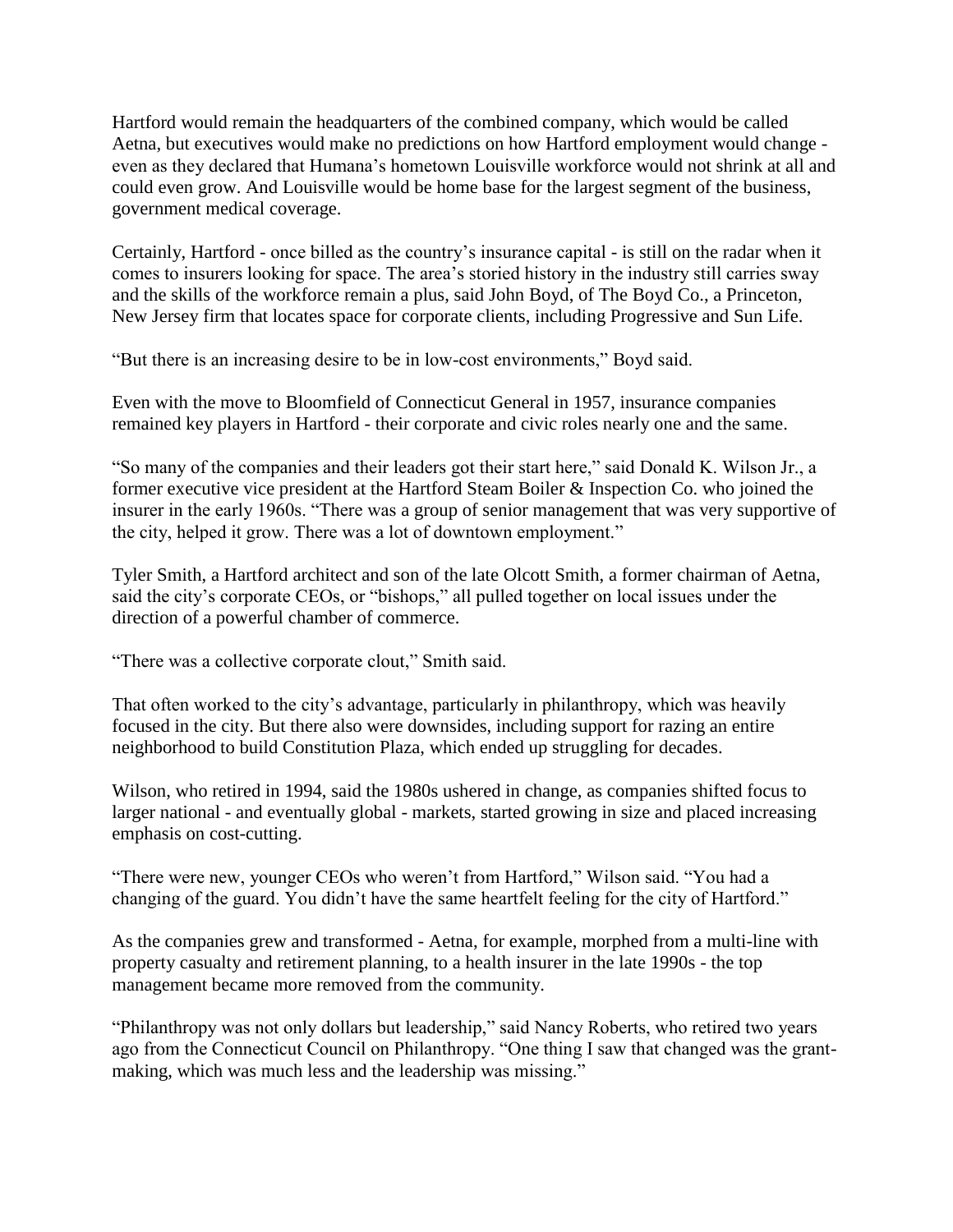Hartford would remain the headquarters of the combined company, which would be called Aetna, but executives would make no predictions on how Hartford employment would change - even as they declared that Humana's hometown Louisville workforce would not shrink at all and could even grow. And Louisville would be home base for the largest segment of the business, government medical coverage.

Certainly, Hartford - once billed as the country's insurance capital - is still on the radar when it comes to insurers looking for space. The area's storied history in the industry still carries sway and the skills of the workforce remain a plus, said John Boyd, of The Boyd Co., a Princeton, New Jersey firm that locates space for corporate clients, including Progressive and Sun Life.

"But there is an increasing desire to be in low-cost environments," Boyd said.

Even with the move to Bloomfield of Connecticut General in 1957, insurance companies remained key players in Hartford - their corporate and civic roles nearly one and the same.

"So many of the companies and their leaders got their start here," said Donald K. Wilson Jr., a former executive vice president at the Hartford Steam Boiler & Inspection Co. who joined the insurer in the early 1960s. "There was a group of senior management that was very supportive of the city, helped it grow. There was a lot of downtown employment."

Tyler Smith, a Hartford architect and son of the late Olcott Smith, a former chairman of Aetna, said the city's corporate CEOs, or "bishops," all pulled together on local issues under the direction of a powerful chamber of commerce.

"There was a collective corporate clout," Smith said.

That often worked to the city's advantage, particularly in philanthropy, which was heavily focused in the city. But there also were downsides, including support for razing an entire neighborhood to build Constitution Plaza, which ended up struggling for decades.

Wilson, who retired in 1994, said the 1980s ushered in change, as companies shifted focus to larger national - and eventually global - markets, started growing in size and placed increasing emphasis on cost-cutting.

"There were new, younger CEOs who weren't from Hartford," Wilson said. "You had a changing of the guard. You didn't have the same heartfelt feeling for the city of Hartford."

As the companies grew and transformed - Aetna, for example, morphed from a multi-line with property casualty and retirement planning, to a health insurer in the late 1990s - the top management became more removed from the community.

"Philanthropy was not only dollars but leadership," said Nancy Roberts, who retired two years ago from the Connecticut Council on Philanthropy. "One thing I saw that changed was the grant-making, which was much less and the leadership was missing."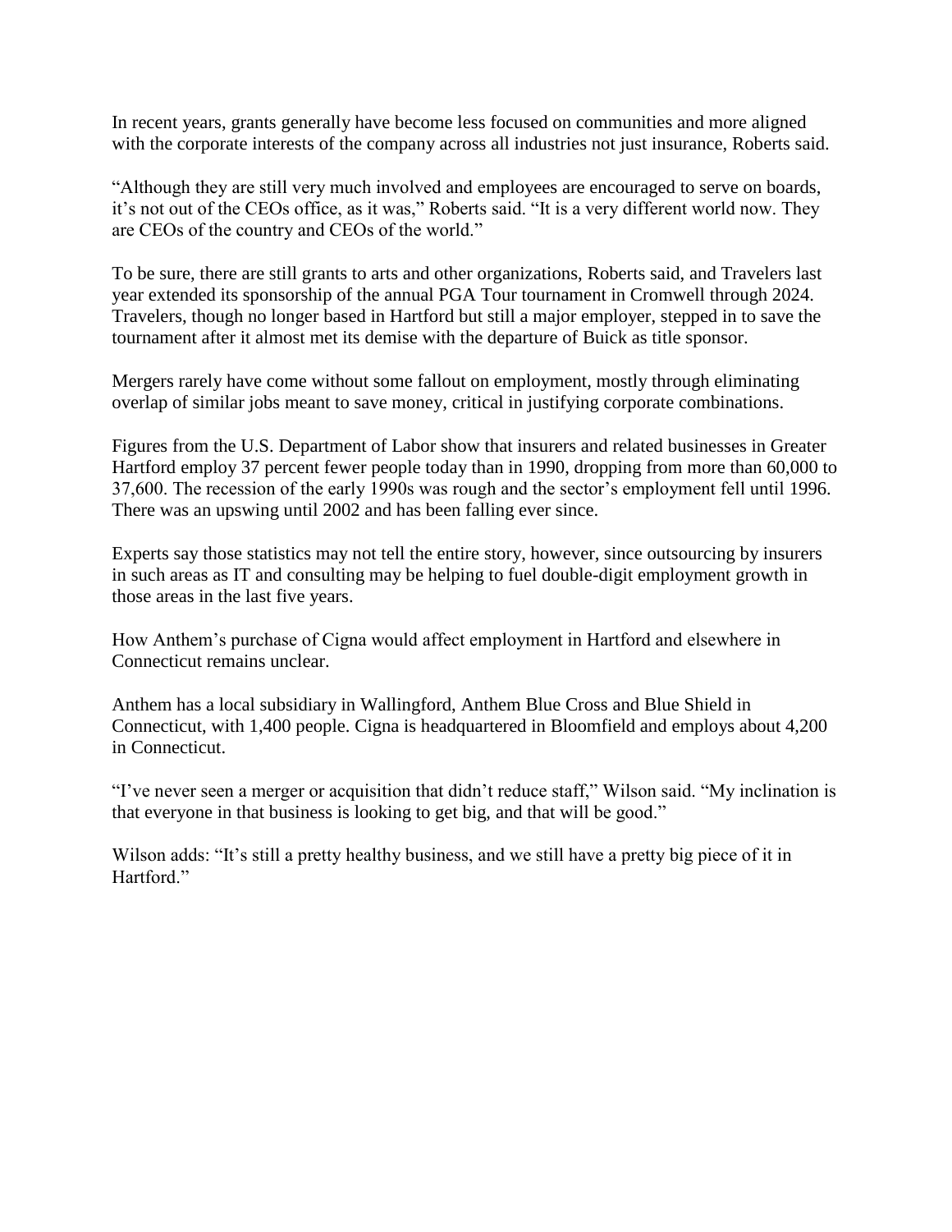In recent years, grants generally have become less focused on communities and more aligned with the corporate interests of the company across all industries not just insurance, Roberts said.

"Although they are still very much involved and employees are encouraged to serve on boards, it's not out of the CEOs office, as it was," Roberts said. "It is a very different world now. They are CEOs of the country and CEOs of the world."

To be sure, there are still grants to arts and other organizations, Roberts said, and Travelers last year extended its sponsorship of the annual PGA Tour tournament in Cromwell through 2024. Travelers, though no longer based in Hartford but still a major employer, stepped in to save the tournament after it almost met its demise with the departure of Buick as title sponsor.

Mergers rarely have come without some fallout on employment, mostly through eliminating overlap of similar jobs meant to save money, critical in justifying corporate combinations.

Figures from the U.S. Department of Labor show that insurers and related businesses in Greater Hartford employ 37 percent fewer people today than in 1990, dropping from more than 60,000 to 37,600. The recession of the early 1990s was rough and the sector's employment fell until 1996. There was an upswing until 2002 and has been falling ever since.

Experts say those statistics may not tell the entire story, however, since outsourcing by insurers in such areas as IT and consulting may be helping to fuel double-digit employment growth in those areas in the last five years.

How Anthem's purchase of Cigna would affect employment in Hartford and elsewhere in Connecticut remains unclear.

Anthem has a local subsidiary in Wallingford, Anthem Blue Cross and Blue Shield in Connecticut, with 1,400 people. Cigna is headquartered in Bloomfield and employs about 4,200 in Connecticut.

"I've never seen a merger or acquisition that didn't reduce staff," Wilson said. "My inclination is that everyone in that business is looking to get big, and that will be good."

Wilson adds: "It's still a pretty healthy business, and we still have a pretty big piece of it in Hartford."